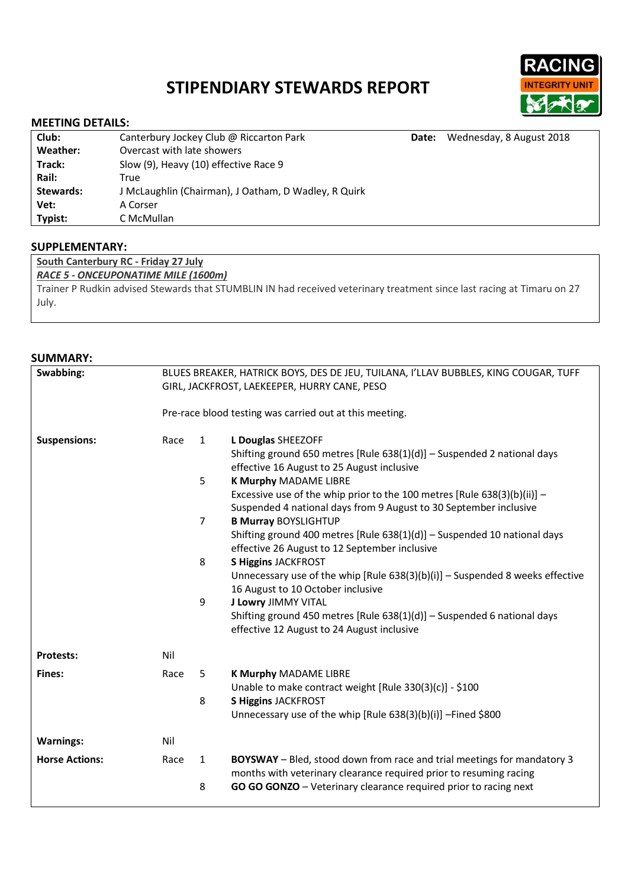# STIPENDIARY STEWARDS REPORT

## MEETING DETAILS:

| | | | |
|---|---|---|---|
| **Club:** | Canterbury Jockey Club @ Riccarton Park | **Date:** | Wednesday, 8 August 2018 |
| **Weather:** | Overcast with late showers | | |
| **Track:** | Slow (9), Heavy (10) effective Race 9 | | |
| **Rail:** | True | | |
| **Stewards:** | J McLaughlin (Chairman), J Oatham, D Wadley, R Quirk | | |
| **Vet:** | A Corser | | |
| **Typist:** | C McMullan | | |

## SUPPLEMENTARY:

South Canterbury RC - Friday 27 July

***RACE 5 - ONCEUPONATIME MILE (1600m)***

Trainer P Rudkin advised Stewards that STUMBLIN IN had received veterinary treatment since last racing at Timaru on 27 July.

## SUMMARY:

| | | | |
|---|---|---|---|
| **Swabbing:** | BLUES BREAKER, HATRICK BOYS, DES DE JEU, TUILANA, I'LLAV BUBBLES, KING COUGAR, TUFF GIRL, JACKFROST, LAEKEEPER, HURRY CANE, PESO<br><br>Pre-race blood testing was carried out at this meeting. | | |
| **Suspensions:** | Race | 1 | **L Douglas** SHEEZOFF<br>Shifting ground 650 metres [Rule 638(1)(d)] – Suspended 2 national days effective 16 August to 25 August inclusive |
| | | 5 | **K Murphy** MADAME LIBRE<br>Excessive use of the whip prior to the 100 metres [Rule 638(3)(b)(ii)] – Suspended 4 national days from 9 August to 30 September inclusive |
| | | 7 | **B Murray** BOYSLIGHTUP<br>Shifting ground 400 metres [Rule 638(1)(d)] – Suspended 10 national days effective 26 August to 12 September inclusive |
| | | 8 | **S Higgins** JACKFROST<br>Unnecessary use of the whip [Rule 638(3)(b)(i)] – Suspended 8 weeks effective 16 August to 10 October inclusive |
| | | 9 | **J Lowry** JIMMY VITAL<br>Shifting ground 450 metres [Rule 638(1)(d)] – Suspended 6 national days effective 12 August to 24 August inclusive |
| **Protests:** | Nil | | |
| **Fines:** | Race | 5 | **K Murphy** MADAME LIBRE<br>Unable to make contract weight [Rule 330(3)(c)] - $100 |
| | | 8 | **S Higgins** JACKFROST<br>Unnecessary use of the whip [Rule 638(3)(b)(i)] –Fined $800 |
| **Warnings:** | Nil | | |
| **Horse Actions:** | Race | 1 | **BOYSWAY** – Bled, stood down from race and trial meetings for mandatory 3 months with veterinary clearance required prior to resuming racing |
| | | 8 | **GO GO GONZO** – Veterinary clearance required prior to racing next |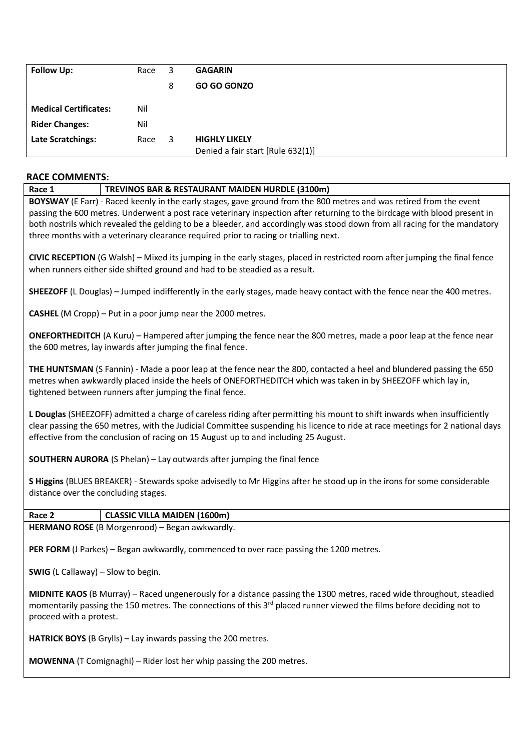| **Follow Up:** | Race | 3 | **GAGARIN** |
|---|---|---|---|
| | | 8 | **GO GO GONZO** |
| **Medical Certificates:** | Nil | | |
| **Rider Changes:** | Nil | | |
| **Late Scratchings:** | Race | 3 | **HIGHLY LIKELY**<br>Denied a fair start [Rule 632(1)] |

## RACE COMMENTS:

### Race 1 — TREVINOS BAR & RESTAURANT MAIDEN HURDLE (3100m)

**BOYSWAY** (E Farr) - Raced keenly in the early stages, gave ground from the 800 metres and was retired from the event passing the 600 metres. Underwent a post race veterinary inspection after returning to the birdcage with blood present in both nostrils which revealed the gelding to be a bleeder, and accordingly was stood down from all racing for the mandatory three months with a veterinary clearance required prior to racing or trialling next.

**CIVIC RECEPTION** (G Walsh) – Mixed its jumping in the early stages, placed in restricted room after jumping the final fence when runners either side shifted ground and had to be steadied as a result.

**SHEEZOFF** (L Douglas) – Jumped indifferently in the early stages, made heavy contact with the fence near the 400 metres.

**CASHEL** (M Cropp) – Put in a poor jump near the 2000 metres.

**ONEFORTHEDITCH** (A Kuru) – Hampered after jumping the fence near the 800 metres, made a poor leap at the fence near the 600 metres, lay inwards after jumping the final fence.

**THE HUNTSMAN** (S Fannin) - Made a poor leap at the fence near the 800, contacted a heel and blundered passing the 650 metres when awkwardly placed inside the heels of ONEFORTHEDITCH which was taken in by SHEEZOFF which lay in, tightened between runners after jumping the final fence.

**L Douglas** (SHEEZOFF) admitted a charge of careless riding after permitting his mount to shift inwards when insufficiently clear passing the 650 metres, with the Judicial Committee suspending his licence to ride at race meetings for 2 national days effective from the conclusion of racing on 15 August up to and including 25 August.

**SOUTHERN AURORA** (S Phelan) – Lay outwards after jumping the final fence

**S Higgins** (BLUES BREAKER) - Stewards spoke advisedly to Mr Higgins after he stood up in the irons for some considerable distance over the concluding stages.

### Race 2 — CLASSIC VILLA MAIDEN (1600m)

**HERMANO ROSE** (B Morgenrood) – Began awkwardly.

**PER FORM** (J Parkes) – Began awkwardly, commenced to over race passing the 1200 metres.

**SWIG** (L Callaway) – Slow to begin.

**MIDNITE KAOS** (B Murray) – Raced ungenerously for a distance passing the 1300 metres, raced wide throughout, steadied momentarily passing the 150 metres. The connections of this 3rd placed runner viewed the films before deciding not to proceed with a protest.

**HATRICK BOYS** (B Grylls) – Lay inwards passing the 200 metres.

**MOWENNA** (T Comignaghi) – Rider lost her whip passing the 200 metres.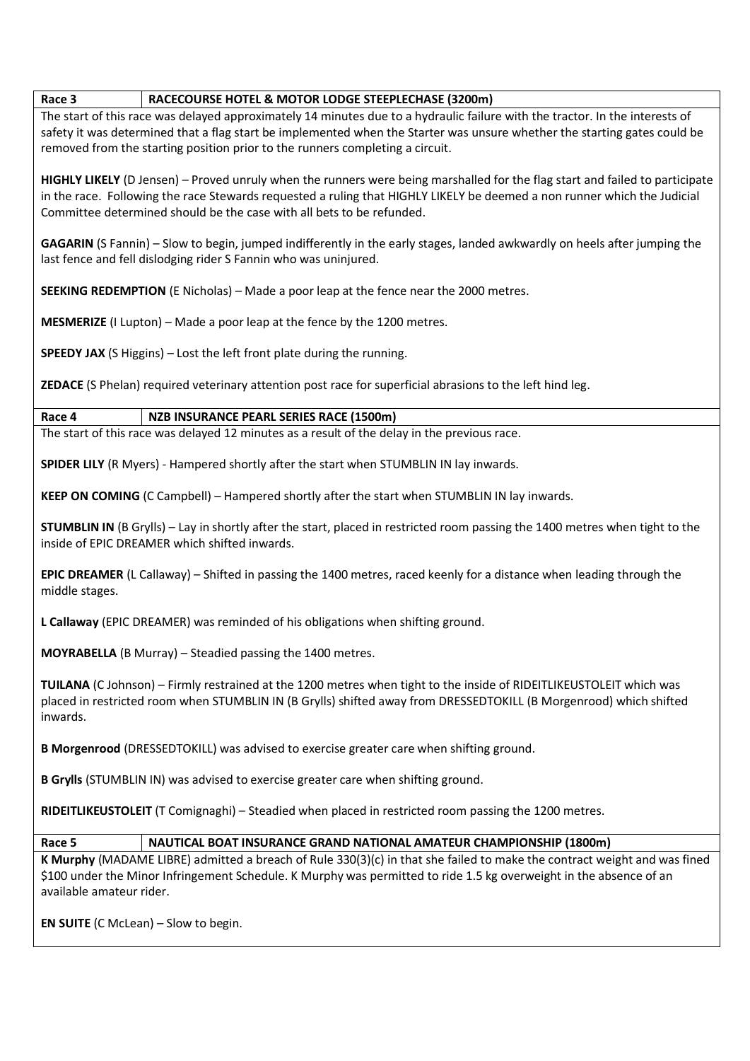| Race 3 | RACECOURSE HOTEL & MOTOR LODGE STEEPLECHASE (3200m) |
| --- | --- |

The start of this race was delayed approximately 14 minutes due to a hydraulic failure with the tractor. In the interests of safety it was determined that a flag start be implemented when the Starter was unsure whether the starting gates could be removed from the starting position prior to the runners completing a circuit.

**HIGHLY LIKELY** (D Jensen) – Proved unruly when the runners were being marshalled for the flag start and failed to participate in the race. Following the race Stewards requested a ruling that HIGHLY LIKELY be deemed a non runner which the Judicial Committee determined should be the case with all bets to be refunded.

**GAGARIN** (S Fannin) – Slow to begin, jumped indifferently in the early stages, landed awkwardly on heels after jumping the last fence and fell dislodging rider S Fannin who was uninjured.

**SEEKING REDEMPTION** (E Nicholas) – Made a poor leap at the fence near the 2000 metres.

**MESMERIZE** (I Lupton) – Made a poor leap at the fence by the 1200 metres.

**SPEEDY JAX** (S Higgins) – Lost the left front plate during the running.

**ZEDACE** (S Phelan) required veterinary attention post race for superficial abrasions to the left hind leg.

| Race 4 | NZB INSURANCE PEARL SERIES RACE (1500m) |
| --- | --- |

The start of this race was delayed 12 minutes as a result of the delay in the previous race.

**SPIDER LILY** (R Myers) - Hampered shortly after the start when STUMBLIN IN lay inwards.

**KEEP ON COMING** (C Campbell) – Hampered shortly after the start when STUMBLIN IN lay inwards.

**STUMBLIN IN** (B Grylls) – Lay in shortly after the start, placed in restricted room passing the 1400 metres when tight to the inside of EPIC DREAMER which shifted inwards.

**EPIC DREAMER** (L Callaway) – Shifted in passing the 1400 metres, raced keenly for a distance when leading through the middle stages.

**L Callaway** (EPIC DREAMER) was reminded of his obligations when shifting ground.

**MOYRABELLA** (B Murray) – Steadied passing the 1400 metres.

**TUILANA** (C Johnson) – Firmly restrained at the 1200 metres when tight to the inside of RIDEITLIKEUSTOLEIT which was placed in restricted room when STUMBLIN IN (B Grylls) shifted away from DRESSEDTOKILL (B Morgenrood) which shifted inwards.

**B Morgenrood** (DRESSEDTOKILL) was advised to exercise greater care when shifting ground.

**B Grylls** (STUMBLIN IN) was advised to exercise greater care when shifting ground.

**RIDEITLIKEUSTOLEIT** (T Comignaghi) – Steadied when placed in restricted room passing the 1200 metres.

| Race 5 | NAUTICAL BOAT INSURANCE GRAND NATIONAL AMATEUR CHAMPIONSHIP (1800m) |
| --- | --- |

**K Murphy** (MADAME LIBRE) admitted a breach of Rule 330(3)(c) in that she failed to make the contract weight and was fined $100 under the Minor Infringement Schedule. K Murphy was permitted to ride 1.5 kg overweight in the absence of an available amateur rider.

**EN SUITE** (C McLean) – Slow to begin.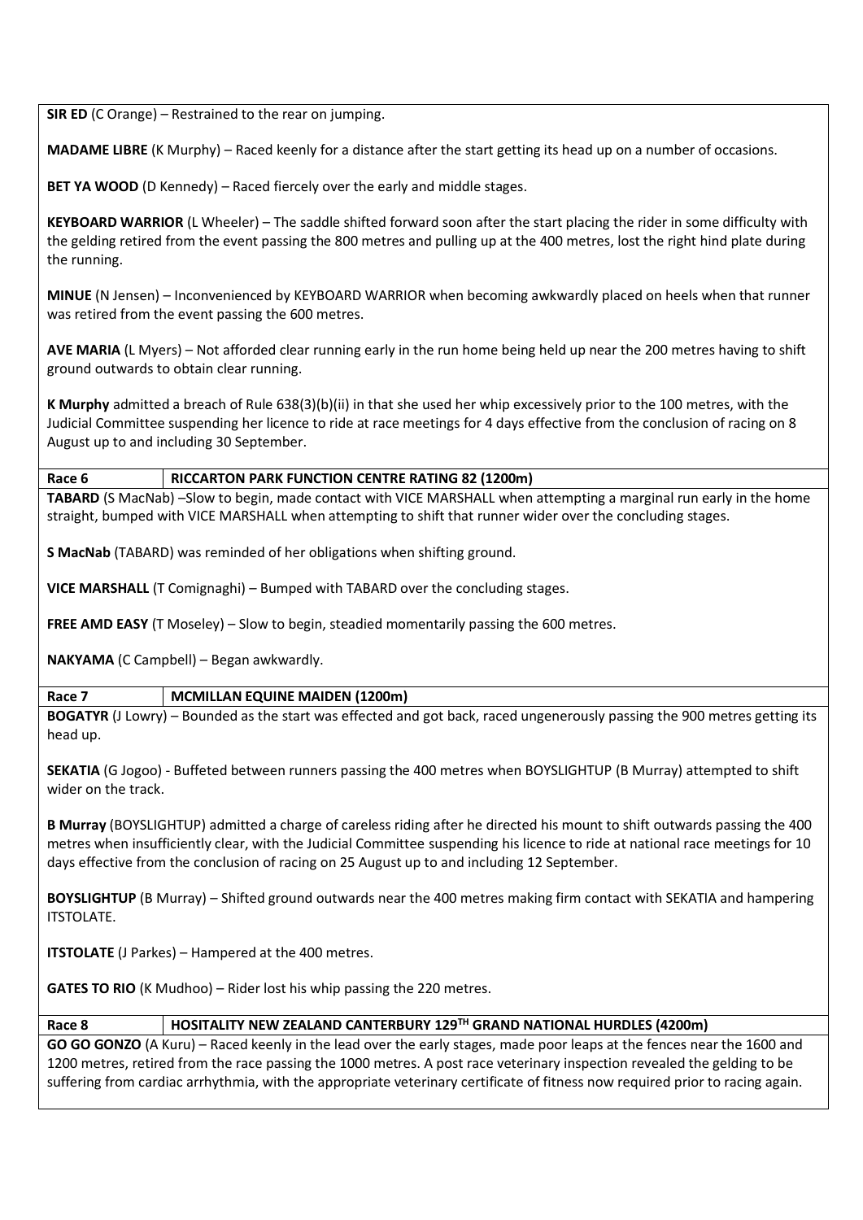**SIR ED** (C Orange) – Restrained to the rear on jumping.

**MADAME LIBRE** (K Murphy) – Raced keenly for a distance after the start getting its head up on a number of occasions.

**BET YA WOOD** (D Kennedy) – Raced fiercely over the early and middle stages.

**KEYBOARD WARRIOR** (L Wheeler) – The saddle shifted forward soon after the start placing the rider in some difficulty with the gelding retired from the event passing the 800 metres and pulling up at the 400 metres, lost the right hind plate during the running.

**MINUE** (N Jensen) – Inconvenienced by KEYBOARD WARRIOR when becoming awkwardly placed on heels when that runner was retired from the event passing the 600 metres.

**AVE MARIA** (L Myers) – Not afforded clear running early in the run home being held up near the 200 metres having to shift ground outwards to obtain clear running.

**K Murphy** admitted a breach of Rule 638(3)(b)(ii) in that she used her whip excessively prior to the 100 metres, with the Judicial Committee suspending her licence to ride at race meetings for 4 days effective from the conclusion of racing on 8 August up to and including 30 September.

| Race 6 | RICCARTON PARK FUNCTION CENTRE RATING 82 (1200m) |
|---|---|

**TABARD** (S MacNab) –Slow to begin, made contact with VICE MARSHALL when attempting a marginal run early in the home straight, bumped with VICE MARSHALL when attempting to shift that runner wider over the concluding stages.

**S MacNab** (TABARD) was reminded of her obligations when shifting ground.

**VICE MARSHALL** (T Comignaghi) – Bumped with TABARD over the concluding stages.

**FREE AMD EASY** (T Moseley) – Slow to begin, steadied momentarily passing the 600 metres.

**NAKYAMA** (C Campbell) – Began awkwardly.

| Race 7 | MCMILLAN EQUINE MAIDEN (1200m) |
|---|---|

**BOGATYR** (J Lowry) – Bounded as the start was effected and got back, raced ungenerously passing the 900 metres getting its head up.

**SEKATIA** (G Jogoo) - Buffeted between runners passing the 400 metres when BOYSLIGHTUP (B Murray) attempted to shift wider on the track.

**B Murray** (BOYSLIGHTUP) admitted a charge of careless riding after he directed his mount to shift outwards passing the 400 metres when insufficiently clear, with the Judicial Committee suspending his licence to ride at national race meetings for 10 days effective from the conclusion of racing on 25 August up to and including 12 September.

**BOYSLIGHTUP** (B Murray) – Shifted ground outwards near the 400 metres making firm contact with SEKATIA and hampering ITSTOLATE.

**ITSTOLATE** (J Parkes) – Hampered at the 400 metres.

**GATES TO RIO** (K Mudhoo) – Rider lost his whip passing the 220 metres.

| Race 8 | HOSITALITY NEW ZEALAND CANTERBURY 129TH GRAND NATIONAL HURDLES (4200m) |
|---|---|

**GO GO GONZO** (A Kuru) – Raced keenly in the lead over the early stages, made poor leaps at the fences near the 1600 and 1200 metres, retired from the race passing the 1000 metres. A post race veterinary inspection revealed the gelding to be suffering from cardiac arrhythmia, with the appropriate veterinary certificate of fitness now required prior to racing again.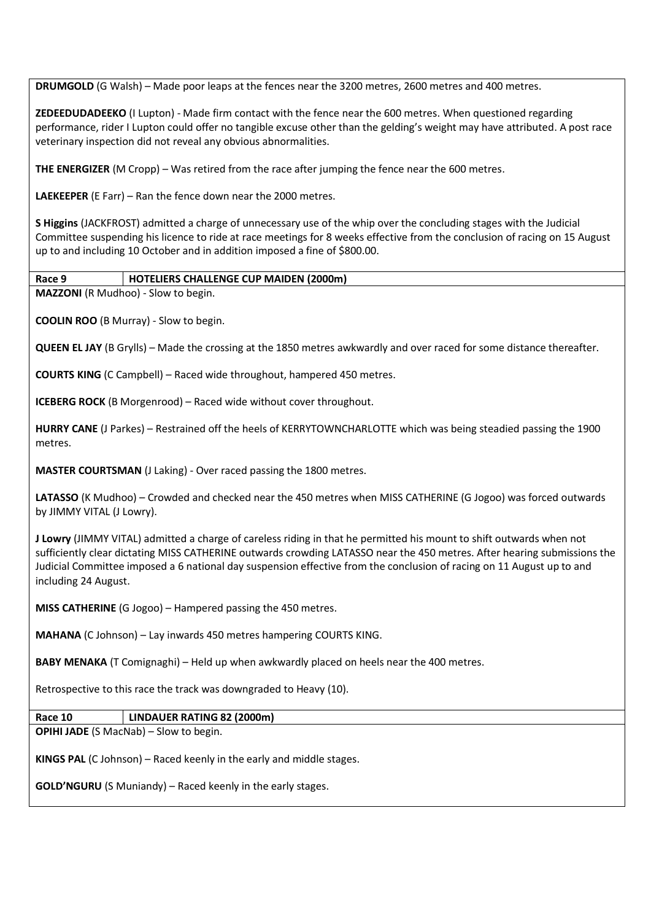**DRUMGOLD** (G Walsh) – Made poor leaps at the fences near the 3200 metres, 2600 metres and 400 metres.

**ZEDEEDUDADEEKO** (I Lupton) - Made firm contact with the fence near the 600 metres. When questioned regarding performance, rider I Lupton could offer no tangible excuse other than the gelding's weight may have attributed. A post race veterinary inspection did not reveal any obvious abnormalities.

**THE ENERGIZER** (M Cropp) – Was retired from the race after jumping the fence near the 600 metres.

**LAEKEEPER** (E Farr) – Ran the fence down near the 2000 metres.

**S Higgins** (JACKFROST) admitted a charge of unnecessary use of the whip over the concluding stages with the Judicial Committee suspending his licence to ride at race meetings for 8 weeks effective from the conclusion of racing on 15 August up to and including 10 October and in addition imposed a fine of $800.00.

| Race 9 | HOTELIERS CHALLENGE CUP MAIDEN (2000m) |
|---|---|

**MAZZONI** (R Mudhoo) - Slow to begin.

**COOLIN ROO** (B Murray) - Slow to begin.

**QUEEN EL JAY** (B Grylls) – Made the crossing at the 1850 metres awkwardly and over raced for some distance thereafter.

**COURTS KING** (C Campbell) – Raced wide throughout, hampered 450 metres.

**ICEBERG ROCK** (B Morgenrood) – Raced wide without cover throughout.

**HURRY CANE** (J Parkes) – Restrained off the heels of KERRYTOWNCHARLOTTE which was being steadied passing the 1900 metres.

**MASTER COURTSMAN** (J Laking) - Over raced passing the 1800 metres.

**LATASSO** (K Mudhoo) – Crowded and checked near the 450 metres when MISS CATHERINE (G Jogoo) was forced outwards by JIMMY VITAL (J Lowry).

**J Lowry** (JIMMY VITAL) admitted a charge of careless riding in that he permitted his mount to shift outwards when not sufficiently clear dictating MISS CATHERINE outwards crowding LATASSO near the 450 metres. After hearing submissions the Judicial Committee imposed a 6 national day suspension effective from the conclusion of racing on 11 August up to and including 24 August.

**MISS CATHERINE** (G Jogoo) – Hampered passing the 450 metres.

**MAHANA** (C Johnson) – Lay inwards 450 metres hampering COURTS KING.

**BABY MENAKA** (T Comignaghi) – Held up when awkwardly placed on heels near the 400 metres.

Retrospective to this race the track was downgraded to Heavy (10).

| Race 10 | LINDAUER RATING 82 (2000m) |
|---|---|

**OPIHI JADE** (S MacNab) – Slow to begin.

**KINGS PAL** (C Johnson) – Raced keenly in the early and middle stages.

**GOLD'NGURU** (S Muniandy) – Raced keenly in the early stages.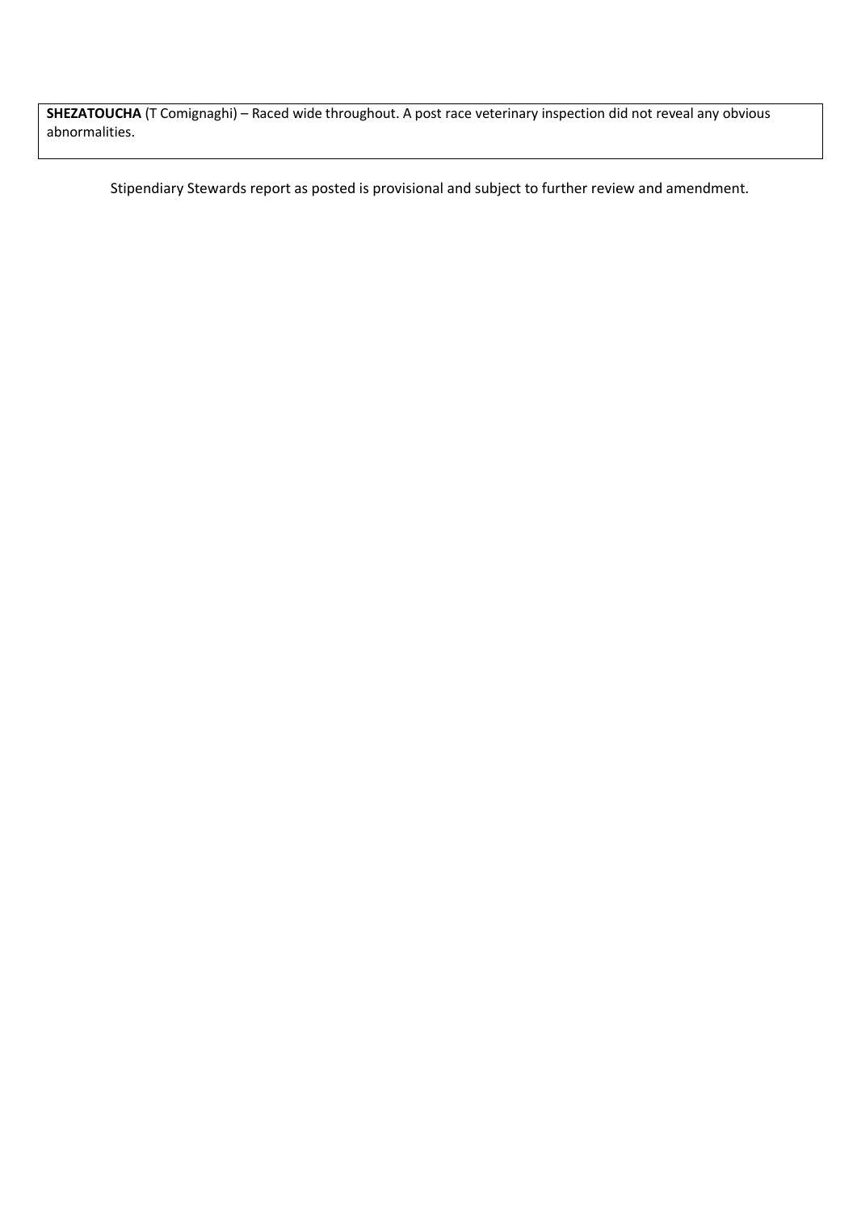**SHEZATOUCHA** (T Comignaghi) – Raced wide throughout. A post race veterinary inspection did not reveal any obvious abnormalities.

Stipendiary Stewards report as posted is provisional and subject to further review and amendment.